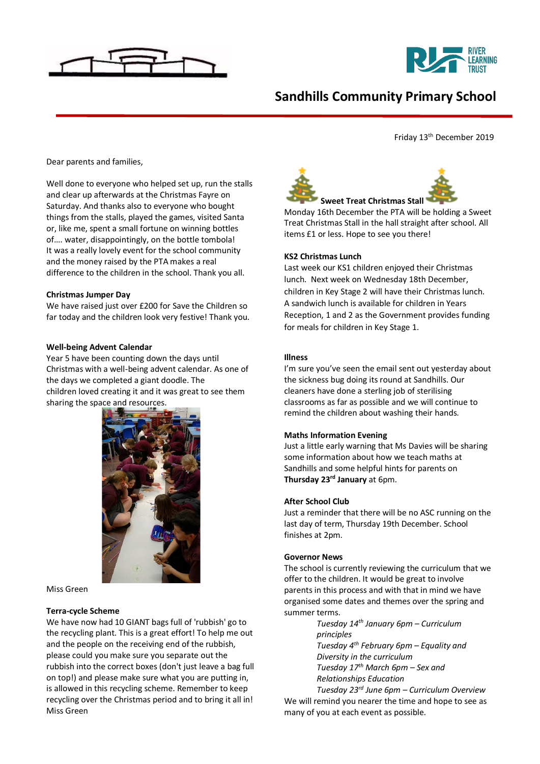# Sandhills Community Primary School

Friday 13th December 2019

Dear parents and families,

Well done to everyone who helped set up, run the stalls and clear up afterwards at the Christmas Fayre on Saturday. And thanks also to everyone who bought things from the stalls, played the games, visited Santa or, like me, spent a small fortune on winning bottles of…. water, disappointingly, on the bottle tombola! It was a really lovely event for the school community and the money raised by the PTA makes a real difference to the children in the school. Thank you all.

**Christmas Jumper Day**

We have raised just over £200 for Save the Children so far today and the children look very festive! Thank you.

**Well-being Advent Calendar**

Year 5 have been counting down the days until Christmas with a well-being advent calendar. As one of the days we completed a giant doodle. The children loved creating it and it was great to see them sharing the space and resources.

Miss Green

**Terra-cycle Scheme**

We have now had 10 GIANT bags full of 'rubbish' go to the recycling plant. This is a great effort! To help me out and the people on the receiving end of the rubbish, please could you make sure you separate out the rubbish into the correct boxes (don't just leave a bag full on top!) and please make sure what you are putting in, is allowed in this recycling scheme. Remember to keep recycling over the Christmas period and to bring it all in!
Miss Green

**Sweet Treat Christmas Stall**

Monday 16th December the PTA will be holding a Sweet Treat Christmas Stall in the hall straight after school. All items £1 or less. Hope to see you there!

**KS2 Christmas Lunch**

Last week our KS1 children enjoyed their Christmas lunch. Next week on Wednesday 18th December, children in Key Stage 2 will have their Christmas lunch. A sandwich lunch is available for children in Years Reception, 1 and 2 as the Government provides funding for meals for children in Key Stage 1.

**Illness**

I'm sure you've seen the email sent out yesterday about the sickness bug doing its round at Sandhills. Our cleaners have done a sterling job of sterilising classrooms as far as possible and we will continue to remind the children about washing their hands.

**Maths Information Evening**

Just a little early warning that Ms Davies will be sharing some information about how we teach maths at Sandhills and some helpful hints for parents on **Thursday 23rd January** at 6pm.

**After School Club**

Just a reminder that there will be no ASC running on the last day of term, Thursday 19th December. School finishes at 2pm.

**Governor News**

The school is currently reviewing the curriculum that we offer to the children. It would be great to involve parents in this process and with that in mind we have organised some dates and themes over the spring and summer terms.

*Tuesday 14th January 6pm – Curriculum principles*
*Tuesday 4th February 6pm – Equality and Diversity in the curriculum*
*Tuesday 17th March 6pm – Sex and Relationships Education*
*Tuesday 23rd June 6pm – Curriculum Overview*

We will remind you nearer the time and hope to see as many of you at each event as possible.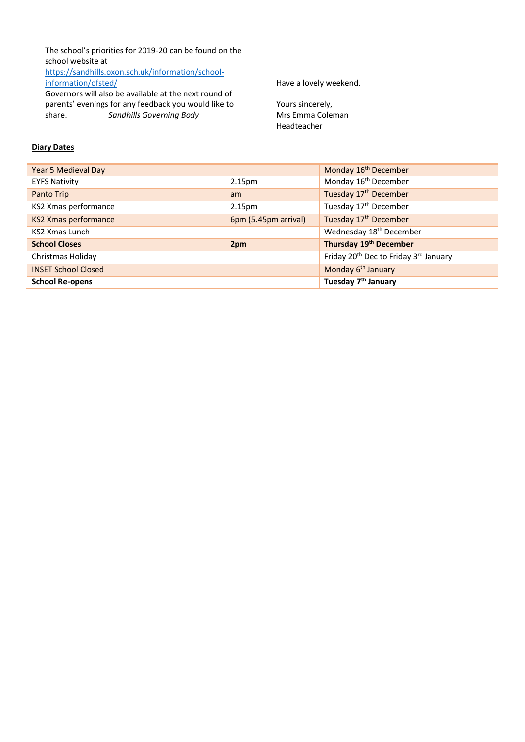The school's priorities for 2019-20 can be found on the school website at https://sandhills.oxon.sch.uk/information/school-information/ofsted/

Governors will also be available at the next round of parents' evenings for any feedback you would like to share. *Sandhills Governing Body*

Have a lovely weekend.

Yours sincerely,
Mrs Emma Coleman
Headteacher

**Diary Dates**

| | | | |
|---|---|---|---|
| Year 5 Medieval Day | | | Monday 16th December |
| EYFS Nativity | | 2.15pm | Monday 16th December |
| Panto Trip | | am | Tuesday 17th December |
| KS2 Xmas performance | | 2.15pm | Tuesday 17th December |
| KS2 Xmas performance | | 6pm (5.45pm arrival) | Tuesday 17th December |
| KS2 Xmas Lunch | | | Wednesday 18th December |
| **School Closes** | | **2pm** | **Thursday 19th December** |
| Christmas Holiday | | | Friday 20th Dec to Friday 3rd January |
| INSET School Closed | | | Monday 6th January |
| **School Re-opens** | | | **Tuesday 7th January** |